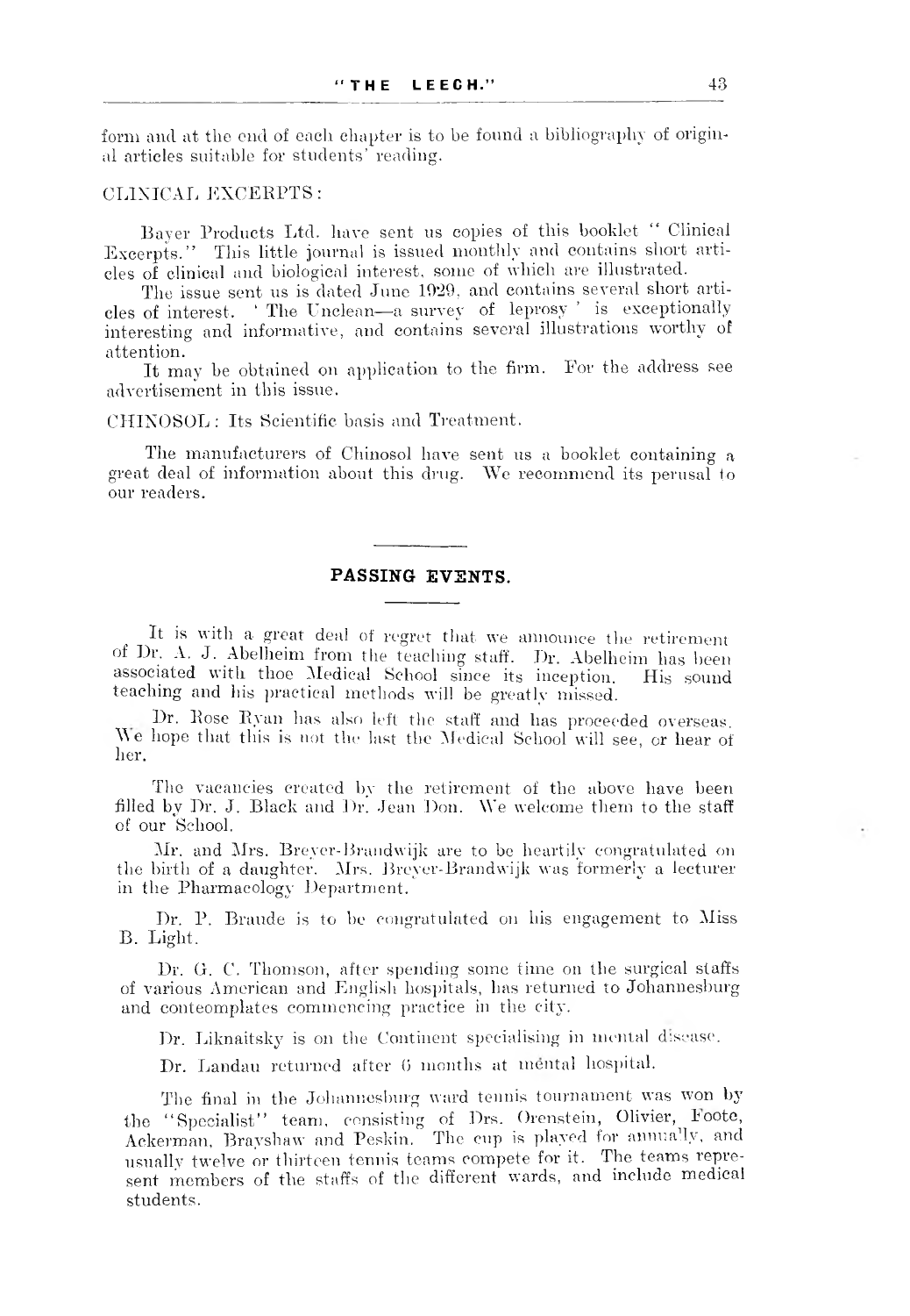form and at the end of each chapter is to be found a bibliography of original articles suitable for students' reading.

CLINICAL EXCERPTS:

Bayer Products Ltd. have sent us copies of this booklet " Clinical Excerpts." This little journal is issued monthly and contains short articles of clinical and biological interest, some of which are illustrated.

The issue sent us is dated June 1929, and contains several short articles of interest. ' The Unclean—a survey of leprosy ' is exceptionally interesting and informative, and contains several illustrations worthy of attention.

It may be obtained on application to the firm. For the address see advertisement in this issue.

CHINOSOL: Its Scientific basis and Treatment.

The manufacturers of Chinosol have sent us a booklet containing a great deal of information about this drug. We recommend its perusal to our readers.

## PASSING EVENTS.

It is with a great deal of regret that we announce the retirement of Dr. A. J. Abelheim from the teaching staff. Dr. Abelheim has been associated with thoe Medical School since its inception. His sound teaching and his practical methods will be greatly missed.

Dr. Rose Ryan has also left the staff and has proceeded overseas. We hope that this is not the last the Medical School will see, or hear of her.

The vacancies created by the retirement of the above have been filled by Dr. J. Black and Dr. Jean Don. We welcome them to the staff of our School.

Mr. and Mrs. Breyer-Brandwijk are to be heartily congratulated on the birth of a daughter. Mrs. Breyer-Brandwijk was formerly a lecturer in the Pharmacology Department.

Dr. P. Braude is to be congratulated on his engagement to Miss B. Light.

Dr. G. C. Thomson, after spending some time on the surgical staffs of various American and English hospitals, has returned to Johannesburg and conteomplates commencing practice in the city.

Dr. Liknaitsky is on the Continent specialising in mental disease.

Dr. Landau returned after 6 months at mental hospital.

The final in the Johannesburg ward tennis tournament was won by the "Specialist" team, consisting of Drs. Orenstein, Olivier, Foote, Ackerman, Brayshaw and Peskin. The cup is played for annually, and usually twelve or thirteen tennis teams compete for it. The teams represent members of the staffs of the different wards, and include medical students.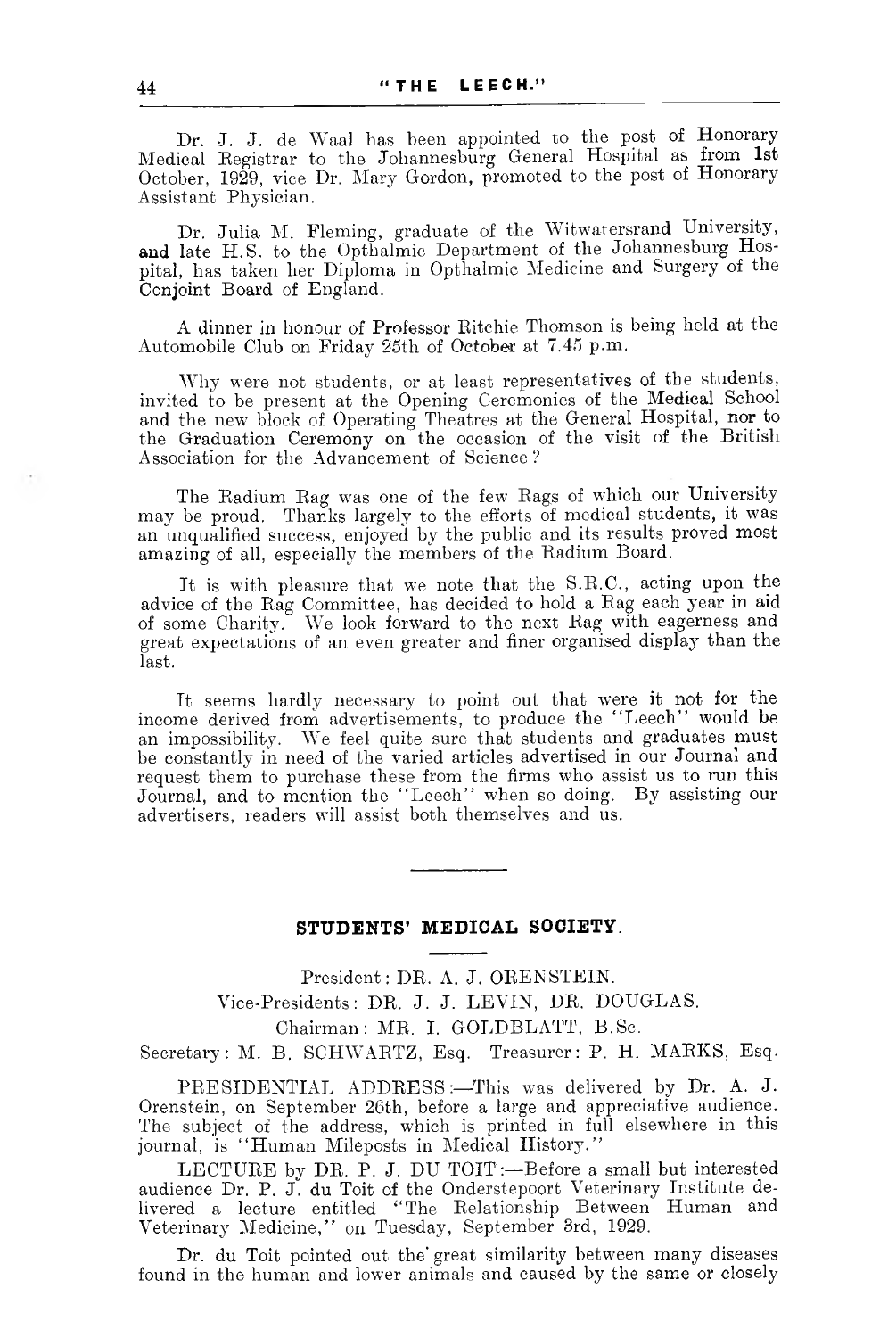Dr. J. J. de Waal has been appointed to the post of Honorary Medical Registrar to the Johannesburg General Hospital as from 1st October, 1929, vice Dr. Mary Gordon, promoted to the post of Honorary Assistant Physician.

Dr. Julia M. Fleming, graduate of the Witwatersrand University, and late H.S. to the Opthalmic Department of the Johannesburg Hospital, has taken her Diploma in Opthalmic Medicine and Surgery of the Conjoint Board of England.

A dinner in honour of Professor Ritchie Thomson is being held at the Automobile Club on Friday 25th of October at 7.45 p.m.

Why were not students, or at least representatives of the students, invited to be present at the Opening Ceremonies of the Medical School and the new block of Operating Theatres at the General Hospital, nor to the Graduation Ceremony on the occasion of the visit of the British Association for the Advancement of Science?

The Radium Rag was one of the few Rags of which our University may be proud. Thanks largely to the efforts of medical students, it was an unqualified success, enjoyed by the public and its results proved most amazing of all, especially the members of the Radium Board.

It is with pleasure that we note that the S.R.C., acting upon the advice of the Rag Committee, has decided to hold a Rag each year in aid of some Charity. We look forward to the next Rag with eagerness and great expectations of an even greater and finer organised display than the last.

It seems hardly necessary to point out that were it not for the income derived from advertisements, to produce the "Leech" would be an impossibility. We feel quite sure that students and graduates must be constantly in need of the varied articles advertised in our Journal and request them to purchase these from the firms who assist us to run this Journal, and to mention the "Leech" when so doing. By assisting our advertisers, readers will assist both themselves and us.

---

## STUDENTS' MEDICAL SOCIETY.

President: DR. A. J. ORENSTEIN.

Vice-Presidents: DR. J. J. LEVIN, DR. DOUGLAS.

Chairman: MR. I. GOLDBLATT, B.Sc.

Secretary: M. B. SCHWARTZ, Esq. Treasurer: P. H. MARKS, Esq.

PRESIDENTIAL ADDRESS:—This was delivered by Dr. A. J. Orenstein, on September 26th, before a large and appreciative audience. The subject of the address, which is printed in full elsewhere in this journal, is "Human Mileposts in Medical History."

LECTURE by DR. P. J. DU TOIT:—Before a small but interested audience Dr. P. J. du Toit of the Onderstepoort Veterinary Institute delivered a lecture entitled "The Relationship Between Human and Veterinary Medicine," on Tuesday, September 3rd, 1929.

Dr. du Toit pointed out the great similarity between many diseases found in the human and lower animals and caused by the same or closely